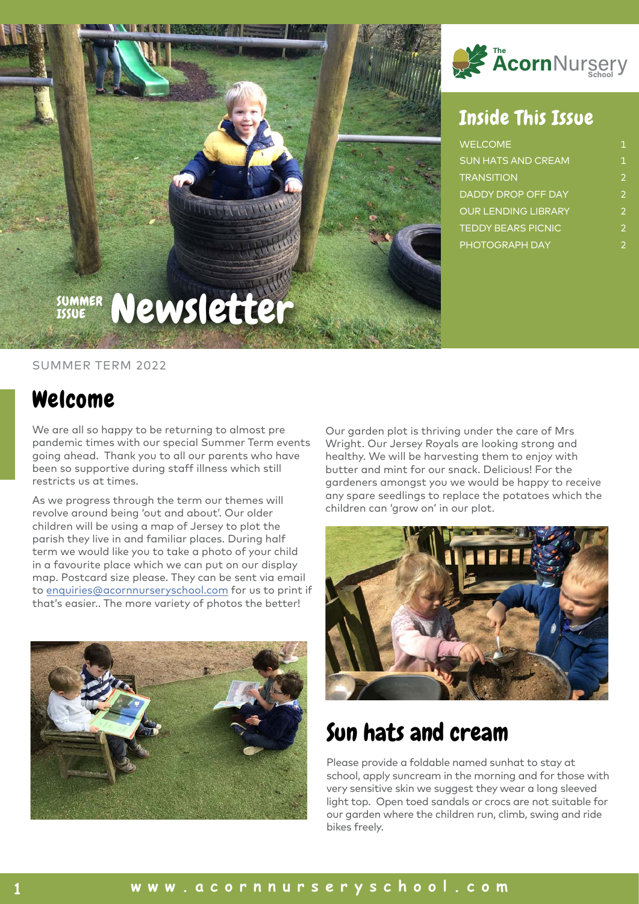The Acorn Nursery School

# SUMMER ISSUE Newsletter

## Inside This Issue

| | |
|---|---|
| WELCOME | 1 |
| SUN HATS AND CREAM | 1 |
| TRANSITION | 2 |
| DADDY DROP OFF DAY | 2 |
| OUR LENDING LIBRARY | 2 |
| TEDDY BEARS PICNIC | 2 |
| PHOTOGRAPH DAY | 2 |

SUMMER TERM 2022

## Welcome

We are all so happy to be returning to almost pre pandemic times with our special Summer Term events going ahead. Thank you to all our parents who have been so supportive during staff illness which still restricts us at times.

As we progress through the term our themes will revolve around being 'out and about'. Our older children will be using a map of Jersey to plot the parish they live in and familiar places. During half term we would like you to take a photo of your child in a favourite place which we can put on our display map. Postcard size please. They can be sent via email to enquiries@acornnurseryschool.com for us to print if that's easier.. The more variety of photos the better!

Our garden plot is thriving under the care of Mrs Wright. Our Jersey Royals are looking strong and healthy. We will be harvesting them to enjoy with butter and mint for our snack. Delicious! For the gardeners amongst you we would be happy to receive any spare seedlings to replace the potatoes which the children can 'grow on' in our plot.

## Sun hats and cream

Please provide a foldable named sunhat to stay at school, apply suncream in the morning and for those with very sensitive skin we suggest they wear a long sleeved light top. Open toed sandals or crocs are not suitable for our garden where the children run, climb, swing and ride bikes freely.

www.acornnurseryschool.com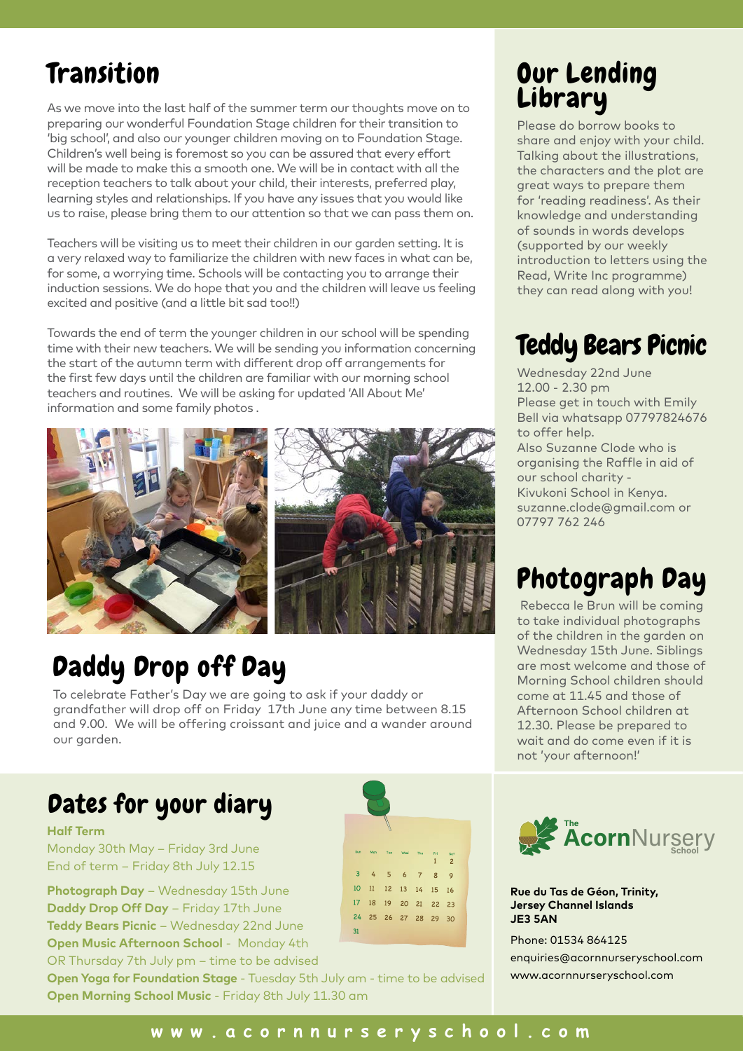## Transition

As we move into the last half of the summer term our thoughts move on to preparing our wonderful Foundation Stage children for their transition to 'big school', and also our younger children moving on to Foundation Stage. Children's well being is foremost so you can be assured that every effort will be made to make this a smooth one. We will be in contact with all the reception teachers to talk about your child, their interests, preferred play, learning styles and relationships. If you have any issues that you would like us to raise, please bring them to our attention so that we can pass them on.

Teachers will be visiting us to meet their children in our garden setting. It is a very relaxed way to familiarize the children with new faces in what can be, for some, a worrying time. Schools will be contacting you to arrange their induction sessions. We do hope that you and the children will leave us feeling excited and positive (and a little bit sad too!!)

Towards the end of term the younger children in our school will be spending time with their new teachers. We will be sending you information concerning the start of the autumn term with different drop off arrangements for the first few days until the children are familiar with our morning school teachers and routines. We will be asking for updated 'All About Me' information and some family photos .

## Daddy Drop off Day

To celebrate Father's Day we are going to ask if your daddy or grandfather will drop off on Friday 17th June any time between 8.15 and 9.00. We will be offering croissant and juice and a wander around our garden.

## Our Lending Library

Please do borrow books to share and enjoy with your child. Talking about the illustrations, the characters and the plot are great ways to prepare them for 'reading readiness'. As their knowledge and understanding of sounds in words develops (supported by our weekly introduction to letters using the Read, Write Inc programme) they can read along with you!

## Teddy Bears Picnic

Wednesday 22nd June
12.00 - 2.30 pm
Please get in touch with Emily Bell via whatsapp 07797824676 to offer help.
Also Suzanne Clode who is organising the Raffle in aid of our school charity - Kivukoni School in Kenya.
suzanne.clode@gmail.com or 07797 762 246

## Photograph Day

Rebecca le Brun will be coming to take individual photographs of the children in the garden on Wednesday 15th June. Siblings are most welcome and those of Morning School children should come at 11.45 and those of Afternoon School children at 12.30. Please be prepared to wait and do come even if it is not 'your afternoon!'

## Dates for your diary

**Half Term**
Monday 30th May – Friday 3rd June
End of term – Friday 8th July 12.15

**Photograph Day** – Wednesday 15th June
**Daddy Drop Off Day** – Friday 17th June
**Teddy Bears Picnic** – Wednesday 22nd June
**Open Music Afternoon School** - Monday 4th OR Thursday 7th July pm – time to be advised
**Open Yoga for Foundation Stage** - Tuesday 5th July am - time to be advised
**Open Morning School Music** - Friday 8th July 11.30 am

The AcornNursery School

**Rue du Tas de Géon, Trinity,**
**Jersey Channel Islands**
**JE3 5AN**

Phone: 01534 864125
enquiries@acornnurseryschool.com
www.acornnurseryschool.com

www.acornnurseryschool.com